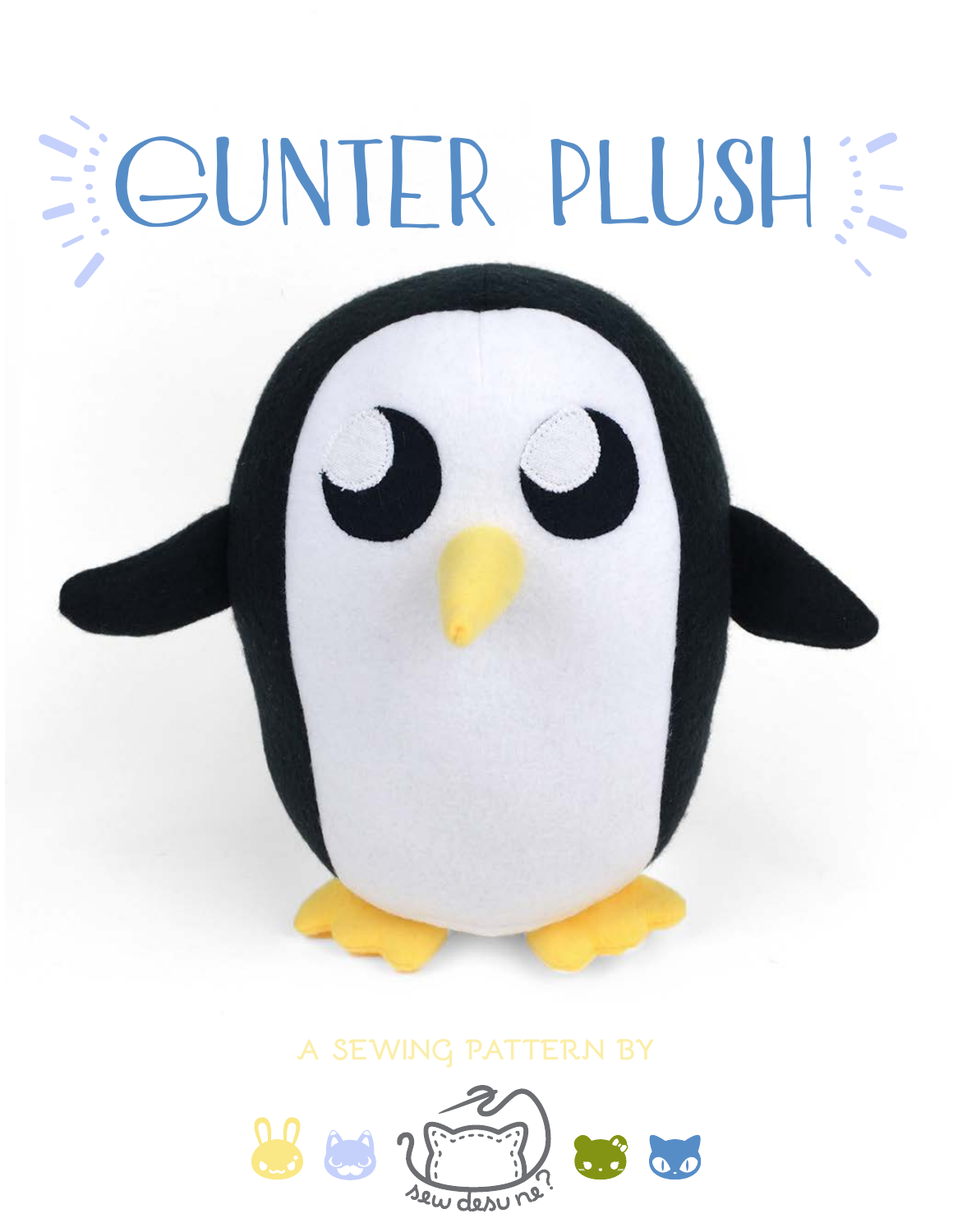# GUNTER PLUSH

A SEWING PATTERN BY

sew desu ne?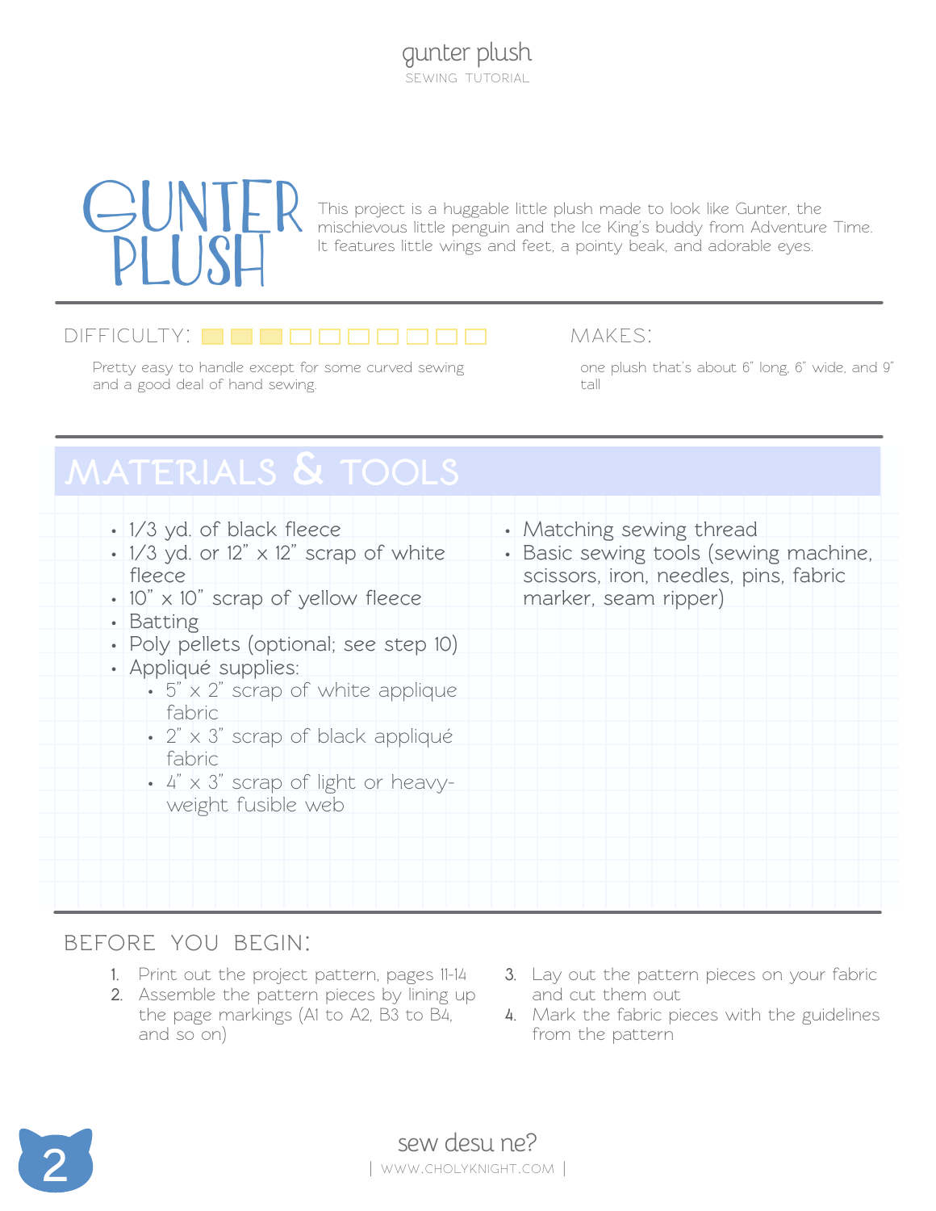# GUNTER PLUSH

This project is a huggable little plush made to look like Gunter, the mischievous little penguin and the Ice King's buddy from Adventure Time. It features little wings and feet, a pointy beak, and adorable eyes.

## DIFFICULTY:

Pretty easy to handle except for some curved sewing and a good deal of hand sewing.

## MAKES:

one plush that's about 6" long, 6" wide, and 9" tall

## MATERIALS & TOOLS

- 1/3 yd. of black fleece
- 1/3 yd. or 12" x 12" scrap of white fleece
- 10" x 10" scrap of yellow fleece
- Batting
- Poly pellets (optional; see step 10)
- Appliqué supplies:
  - 5" x 2" scrap of white applique fabric
  - 2" x 3" scrap of black appliqué fabric
  - 4" x 3" scrap of light or heavy-weight fusible web
- Matching sewing thread
- Basic sewing tools (sewing machine, scissors, iron, needles, pins, fabric marker, seam ripper)

## BEFORE YOU BEGIN:

1. Print out the project pattern, pages 11-14
2. Assemble the pattern pieces by lining up the page markings (A1 to A2, B3 to B4, and so on)
3. Lay out the pattern pieces on your fabric and cut them out
4. Mark the fabric pieces with the guidelines from the pattern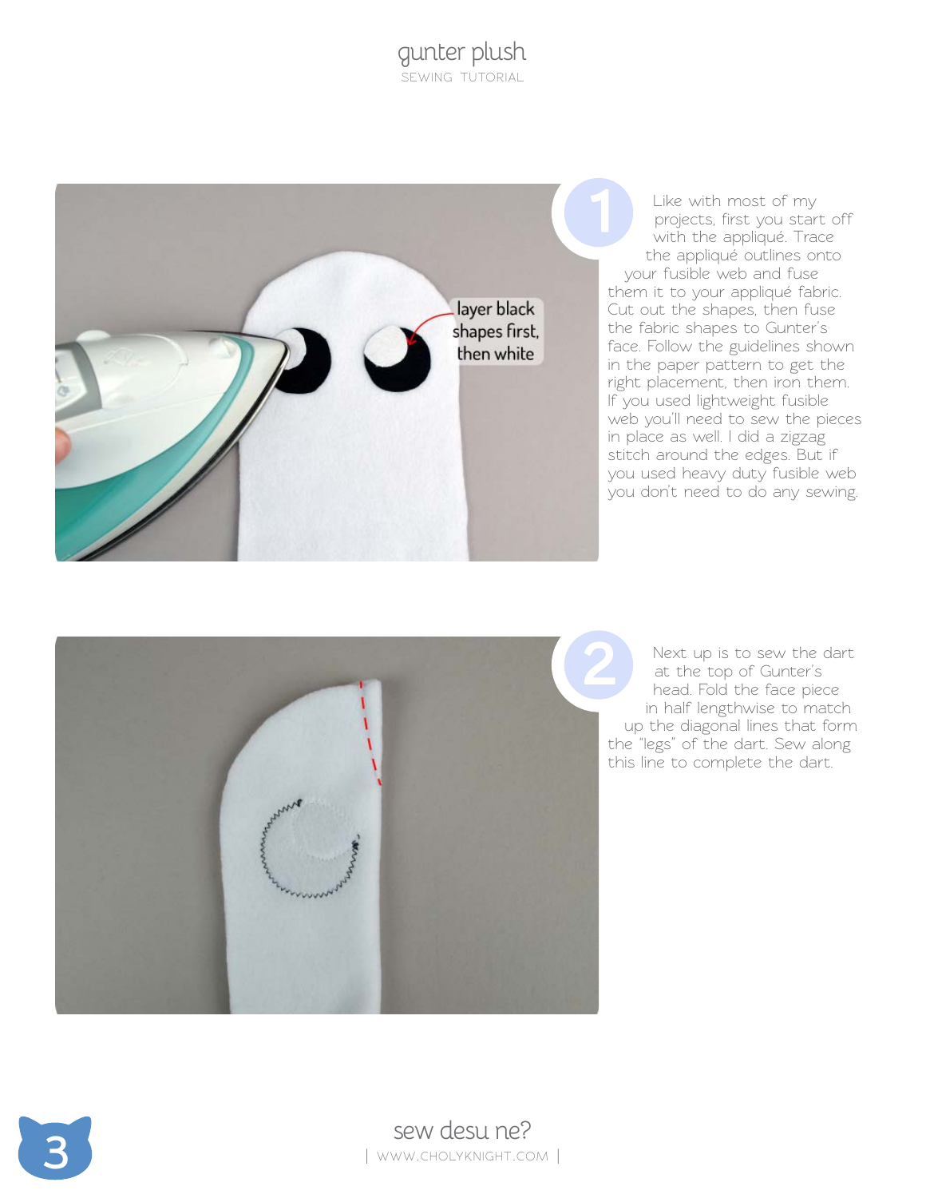**1** Like with most of my projects, first you start off with the appliqué. Trace the appliqué outlines onto your fusible web and fuse them it to your appliqué fabric. Cut out the shapes, then fuse the fabric shapes to Gunter's face. Follow the guidelines shown in the paper pattern to get the right placement, then iron them. If you used lightweight fusible web you'll need to sew the pieces in place as well. I did a zigzag stitch around the edges. But if you used heavy duty fusible web you don't need to do any sewing.

layer black shapes first, then white

**2** Next up is to sew the dart at the top of Gunter's head. Fold the face piece in half lengthwise to match up the diagonal lines that form the "legs" of the dart. Sew along this line to complete the dart.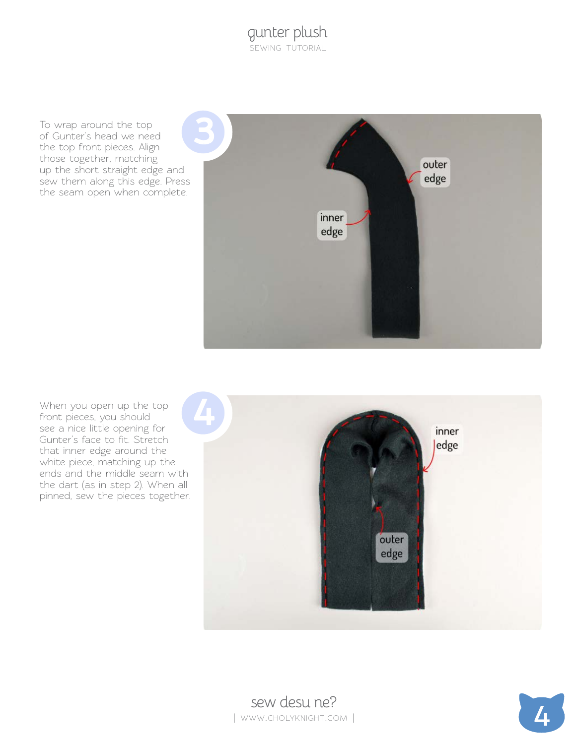**3**

To wrap around the top of Gunter's head we need the top front pieces. Align those together, matching up the short straight edge and sew them along this edge. Press the seam open when complete.

**4**

When you open up the top front pieces, you should see a nice little opening for Gunter's face to fit. Stretch that inner edge around the white piece, matching up the ends and the middle seam with the dart (as in step 2). When all pinned, sew the pieces together.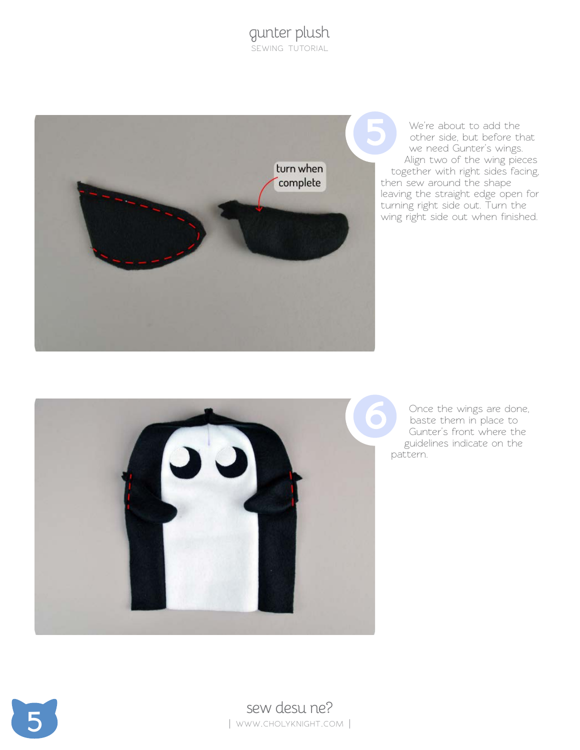**5**

We're about to add the other side, but before that we need Gunter's wings. Align two of the wing pieces together with right sides facing, then sew around the shape leaving the straight edge open for turning right side out. Turn the wing right side out when finished.

**6**

Once the wings are done, baste them in place to Gunter's front where the guidelines indicate on the pattern.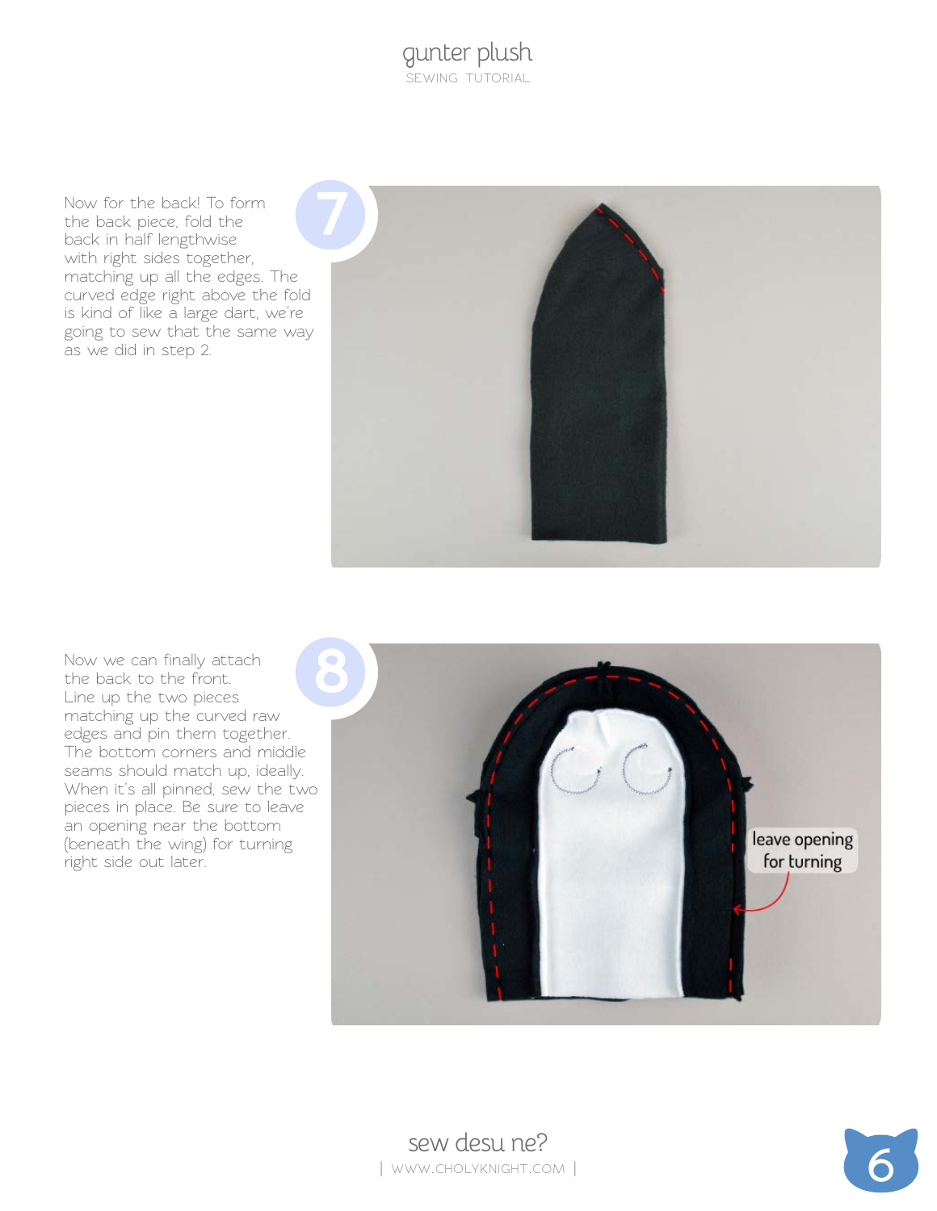**7**

Now for the back! To form the back piece, fold the back in half lengthwise with right sides together, matching up all the edges. The curved edge right above the fold is kind of like a large dart, we're going to sew that the same way as we did in step 2.

**8**

Now we can finally attach the back to the front. Line up the two pieces matching up the curved raw edges and pin them together. The bottom corners and middle seams should match up, ideally. When it's all pinned, sew the two pieces in place. Be sure to leave an opening near the bottom (beneath the wing) for turning right side out later.

leave opening for turning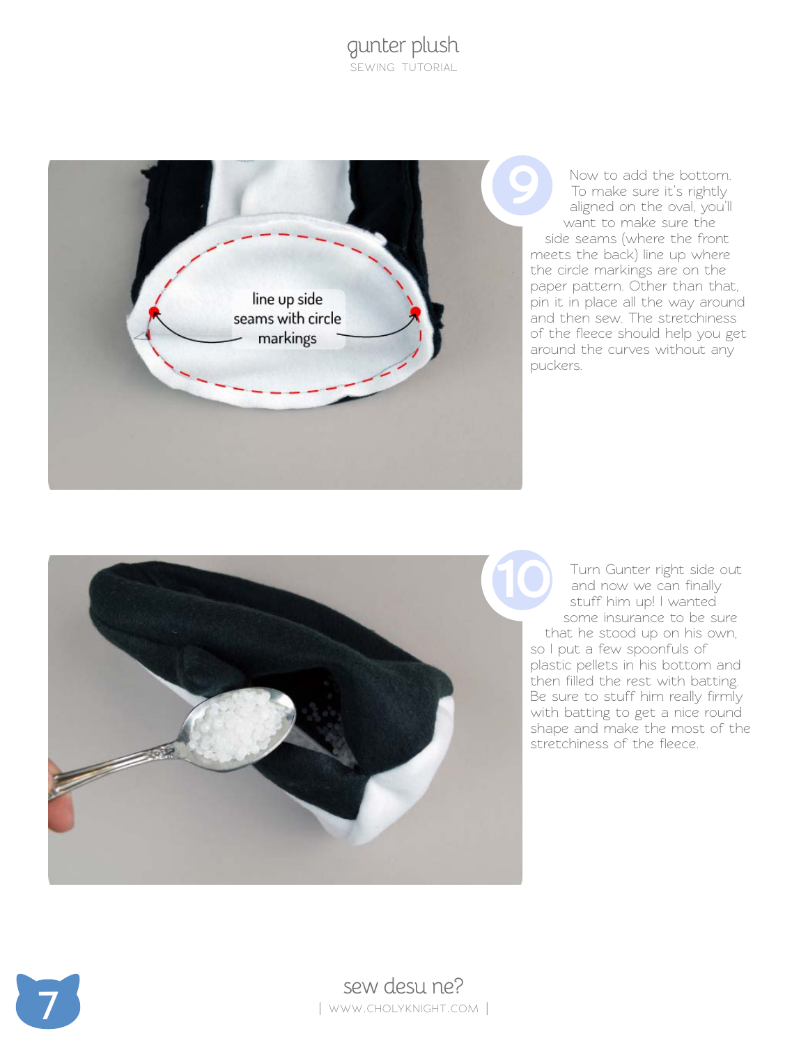line up side seams with circle markings

**9** Now to add the bottom. To make sure it's rightly aligned on the oval, you'll want to make sure the side seams (where the front meets the back) line up where the circle markings are on the paper pattern. Other than that, pin it in place all the way around and then sew. The stretchiness of the fleece should help you get around the curves without any puckers.

**10** Turn Gunter right side out and now we can finally stuff him up! I wanted some insurance to be sure that he stood up on his own, so I put a few spoonfuls of plastic pellets in his bottom and then filled the rest with batting. Be sure to stuff him really firmly with batting to get a nice round shape and make the most of the stretchiness of the fleece.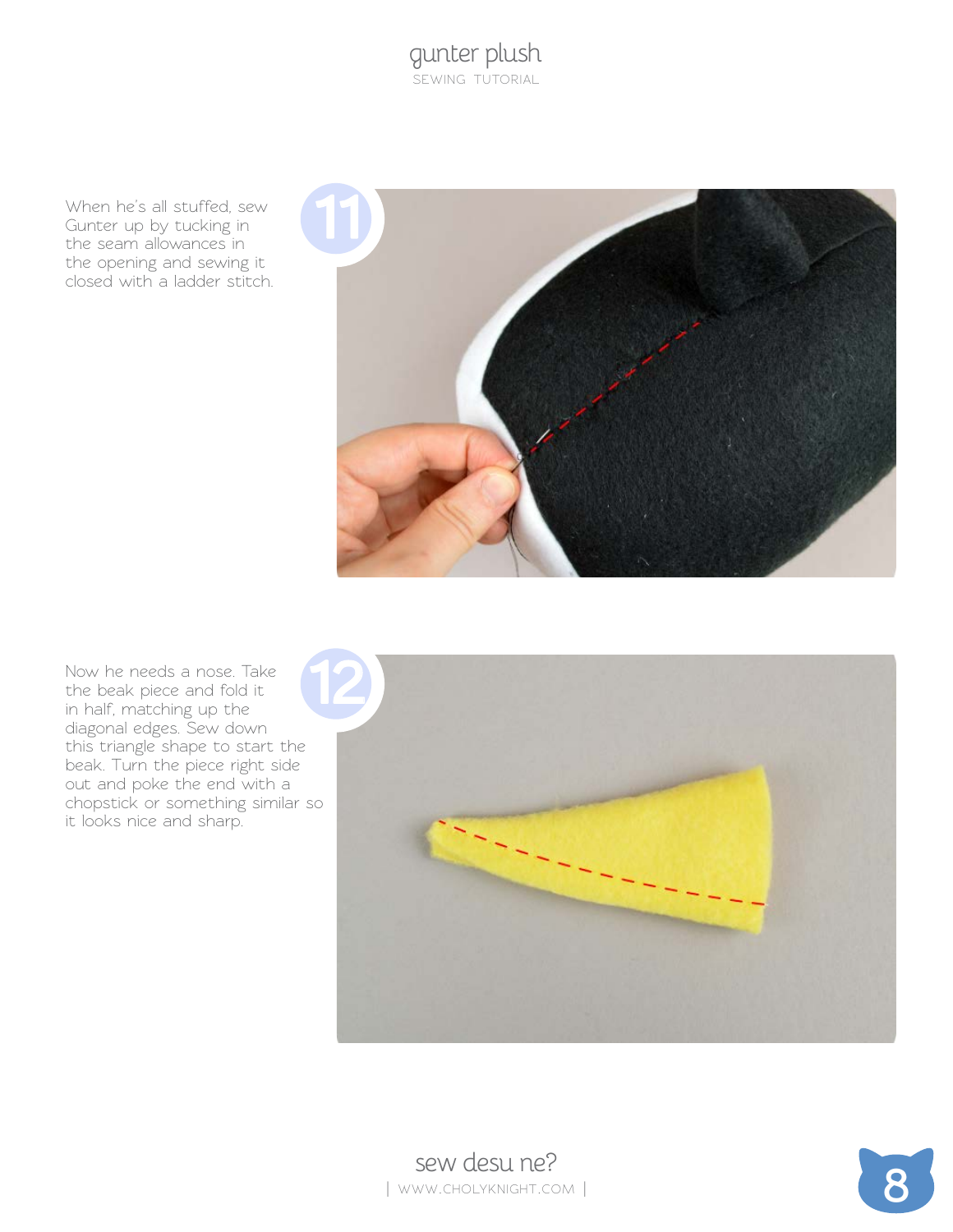**11**

When he's all stuffed, sew Gunter up by tucking in the seam allowances in the opening and sewing it closed with a ladder stitch.

**12**

Now he needs a nose. Take the beak piece and fold it in half, matching up the diagonal edges. Sew down this triangle shape to start the beak. Turn the piece right side out and poke the end with a chopstick or something similar so it looks nice and sharp.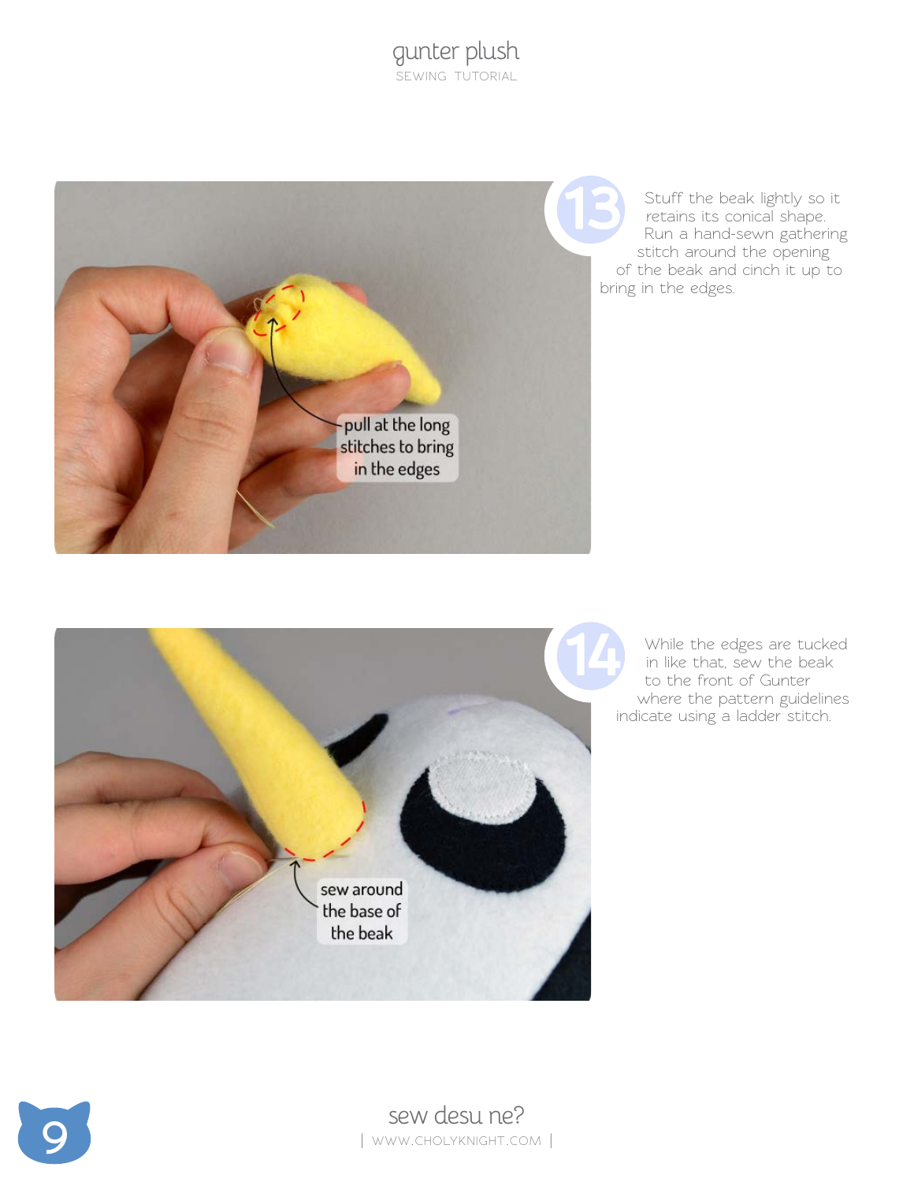**13** Stuff the beak lightly so it retains its conical shape. Run a hand-sewn gathering stitch around the opening of the beak and cinch it up to bring in the edges.

pull at the long stitches to bring in the edges

**14** While the edges are tucked in like that, sew the beak to the front of Gunter where the pattern guidelines indicate using a ladder stitch.

sew around the base of the beak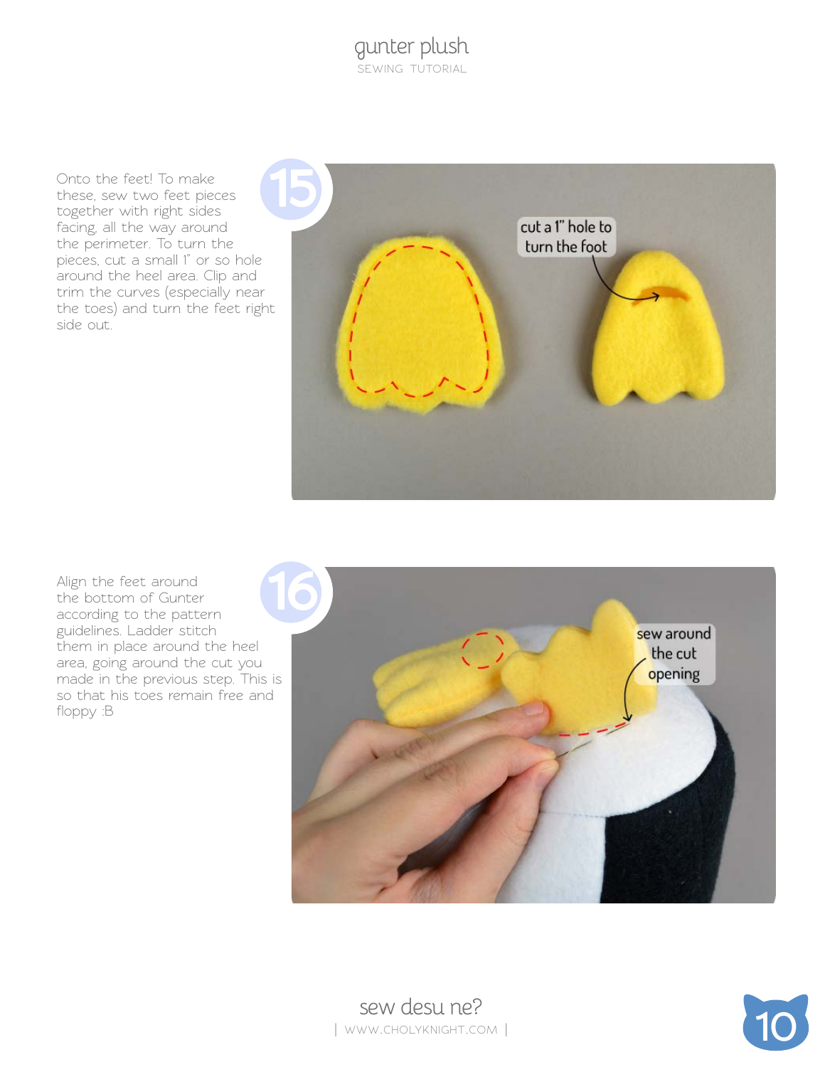## 15

Onto the feet! To make these, sew two feet pieces together with right sides facing, all the way around the perimeter. To turn the pieces, cut a small 1" or so hole around the heel area. Clip and trim the curves (especially near the toes) and turn the feet right side out.

cut a 1" hole to turn the foot

## 16

Align the feet around the bottom of Gunter according to the pattern guidelines. Ladder stitch them in place around the heel area, going around the cut you made in the previous step. This is so that his toes remain free and floppy :B

sew around the cut opening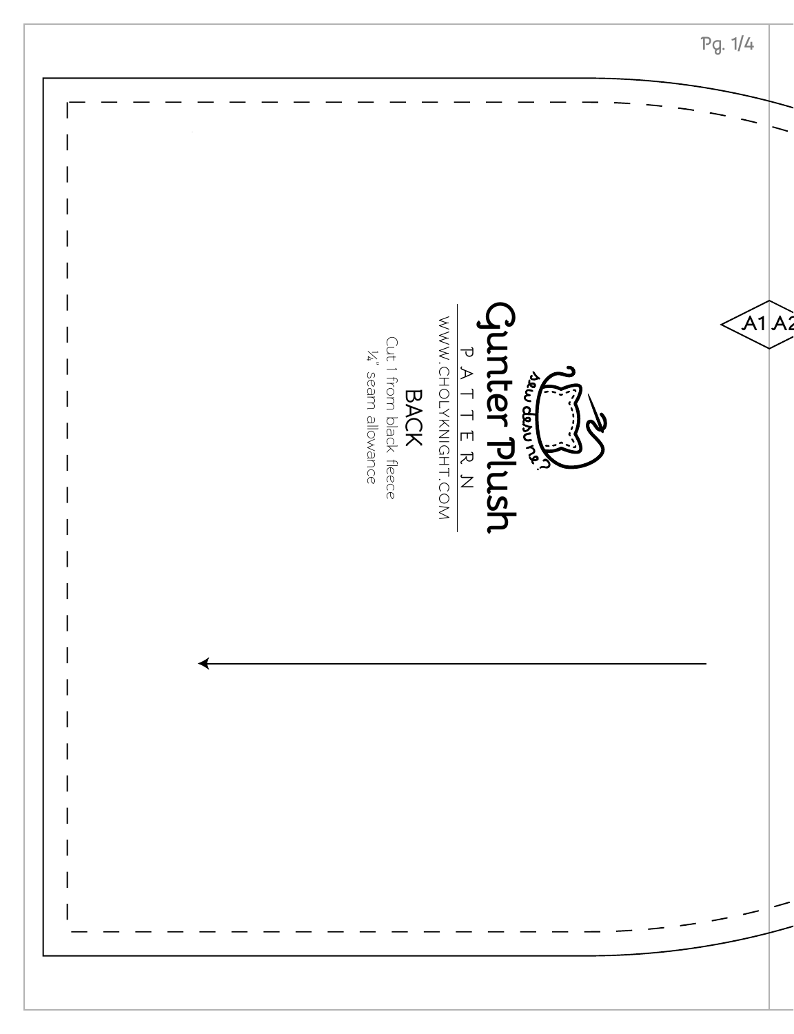# Gunter Plush

P A T T E R N

WWW.CHOLYKNIGHT.COM

## BACK

Cut 1 from black fleece

¼" seam allowance

A1 A2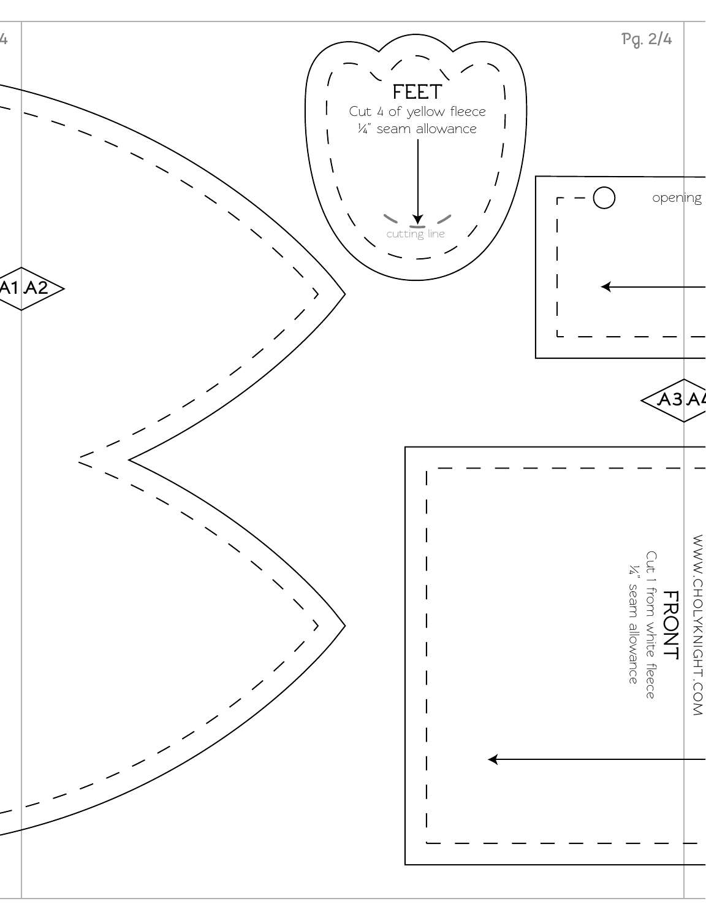A1 A2

FEET

Cut 4 of yellow fleece
¼" seam allowance

cutting line

opening

A3 A4

FRONT

Cut 1 from white fleece
¼" seam allowance

WWW.CHOLYKNIGHT.COM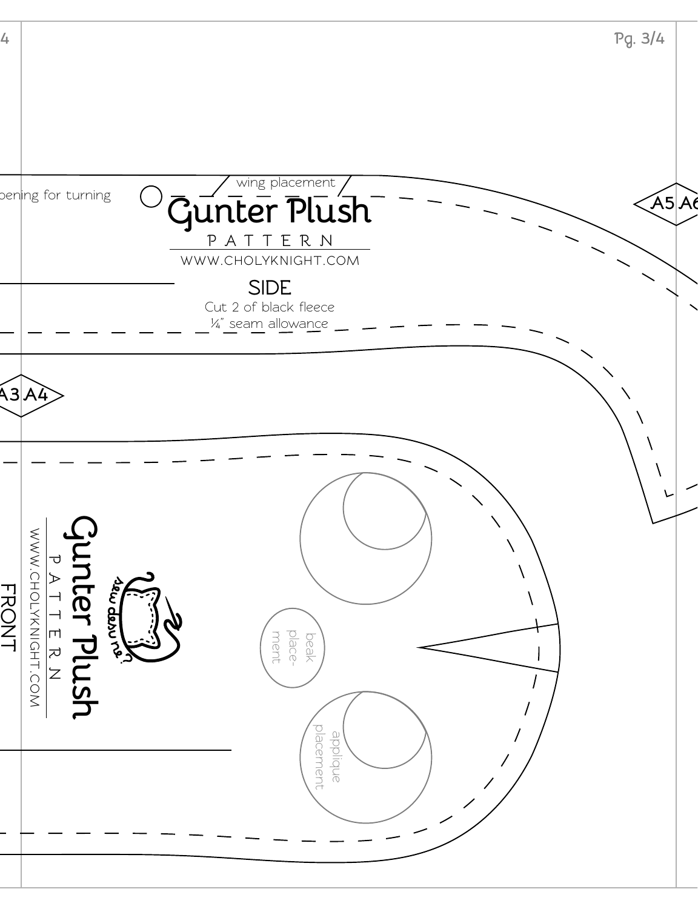opening for turning

wing placement

# Gunter Plush

PATTERN

WWW.CHOLYKNIGHT.COM

## SIDE

Cut 2 of black fleece

¼" seam allowance

A5 A6

A3 A4

# Gunter Plush

PATTERN

WWW.CHOLYKNIGHT.COM

sew danu ne?

## FRONT

beak placement

applique placement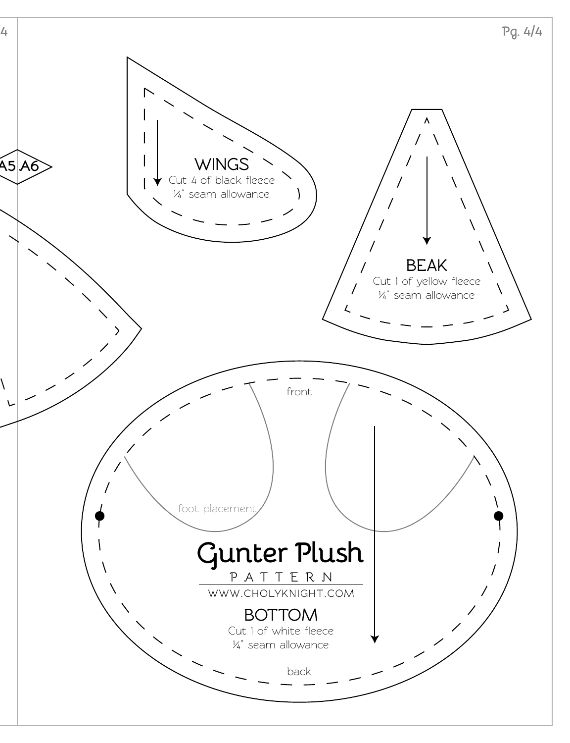A5 A6

WINGS
Cut 4 of black fleece
¼" seam allowance

BEAK
Cut 1 of yellow fleece
¼" seam allowance

front

foot placement

Gunter Plush
PATTERN
WWW.CHOLYKNIGHT.COM

BOTTOM
Cut 1 of white fleece
¼" seam allowance

back